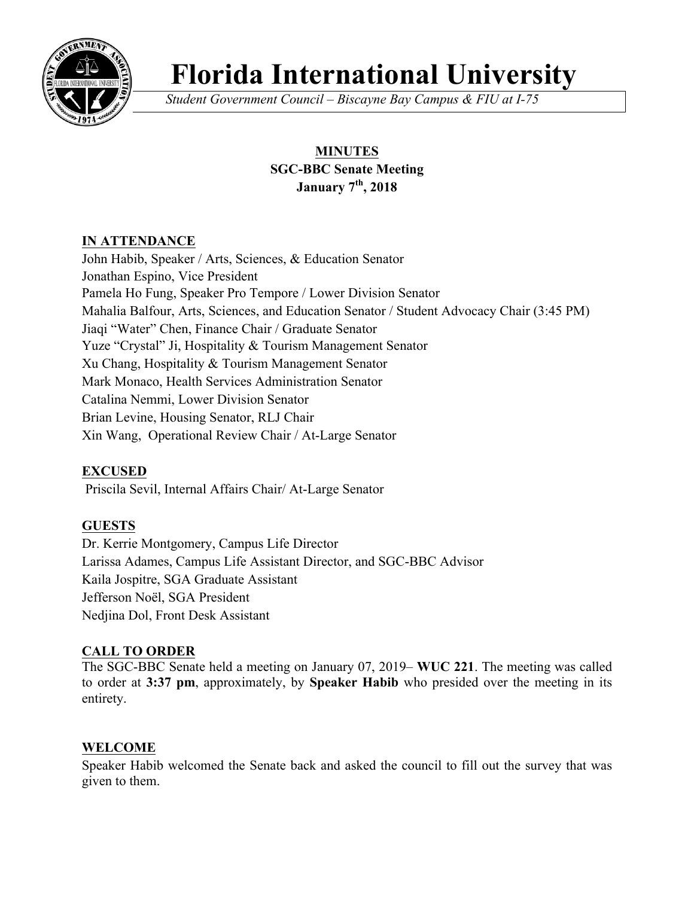# Florida International University

*Student Government Council – Biscayne Bay Campus & FIU at I-75*

## MINUTES
**SGC-BBC Senate Meeting**
**January 7th, 2018**

**IN ATTENDANCE**

John Habib, Speaker / Arts, Sciences, & Education Senator
Jonathan Espino, Vice President
Pamela Ho Fung, Speaker Pro Tempore / Lower Division Senator
Mahalia Balfour, Arts, Sciences, and Education Senator / Student Advocacy Chair (3:45 PM)
Jiaqi "Water" Chen, Finance Chair / Graduate Senator
Yuze "Crystal" Ji, Hospitality & Tourism Management Senator
Xu Chang, Hospitality & Tourism Management Senator
Mark Monaco, Health Services Administration Senator
Catalina Nemmi, Lower Division Senator
Brian Levine, Housing Senator, RLJ Chair
Xin Wang, Operational Review Chair / At-Large Senator

**EXCUSED**

Priscila Sevil, Internal Affairs Chair/ At-Large Senator

**GUESTS**

Dr. Kerrie Montgomery, Campus Life Director
Larissa Adames, Campus Life Assistant Director, and SGC-BBC Advisor
Kaila Jospitre, SGA Graduate Assistant
Jefferson Noël, SGA President
Nedjina Dol, Front Desk Assistant

**CALL TO ORDER**

The SGC-BBC Senate held a meeting on January 07, 2019– **WUC 221**. The meeting was called to order at **3:37 pm**, approximately, by **Speaker Habib** who presided over the meeting in its entirety.

**WELCOME**

Speaker Habib welcomed the Senate back and asked the council to fill out the survey that was given to them.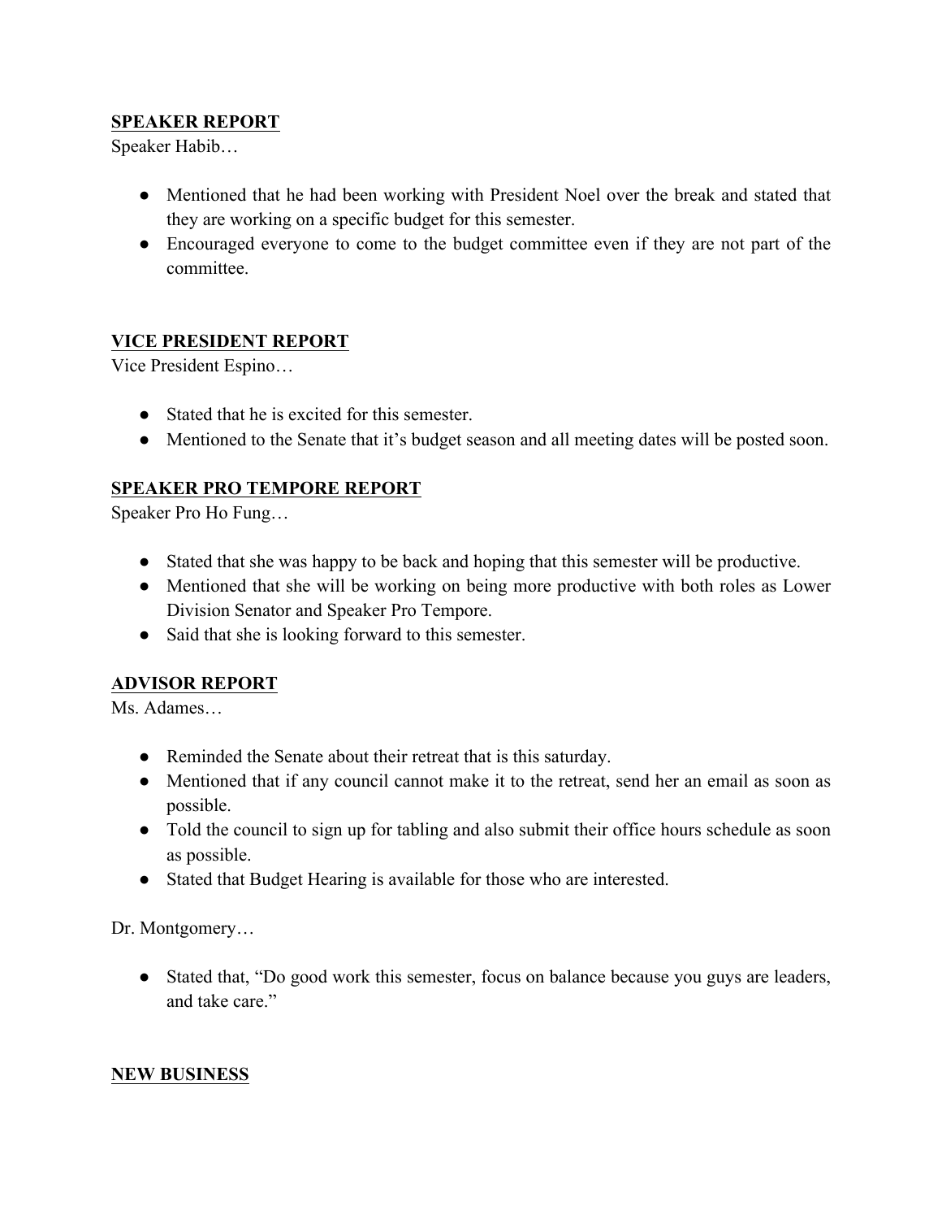**SPEAKER REPORT**

Speaker Habib…

- Mentioned that he had been working with President Noel over the break and stated that they are working on a specific budget for this semester.
- Encouraged everyone to come to the budget committee even if they are not part of the committee.

**VICE PRESIDENT REPORT**

Vice President Espino…

- Stated that he is excited for this semester.
- Mentioned to the Senate that it's budget season and all meeting dates will be posted soon.

**SPEAKER PRO TEMPORE REPORT**

Speaker Pro Ho Fung…

- Stated that she was happy to be back and hoping that this semester will be productive.
- Mentioned that she will be working on being more productive with both roles as Lower Division Senator and Speaker Pro Tempore.
- Said that she is looking forward to this semester.

**ADVISOR REPORT**

Ms. Adames…

- Reminded the Senate about their retreat that is this saturday.
- Mentioned that if any council cannot make it to the retreat, send her an email as soon as possible.
- Told the council to sign up for tabling and also submit their office hours schedule as soon as possible.
- Stated that Budget Hearing is available for those who are interested.

Dr. Montgomery…

- Stated that, "Do good work this semester, focus on balance because you guys are leaders, and take care."

**NEW BUSINESS**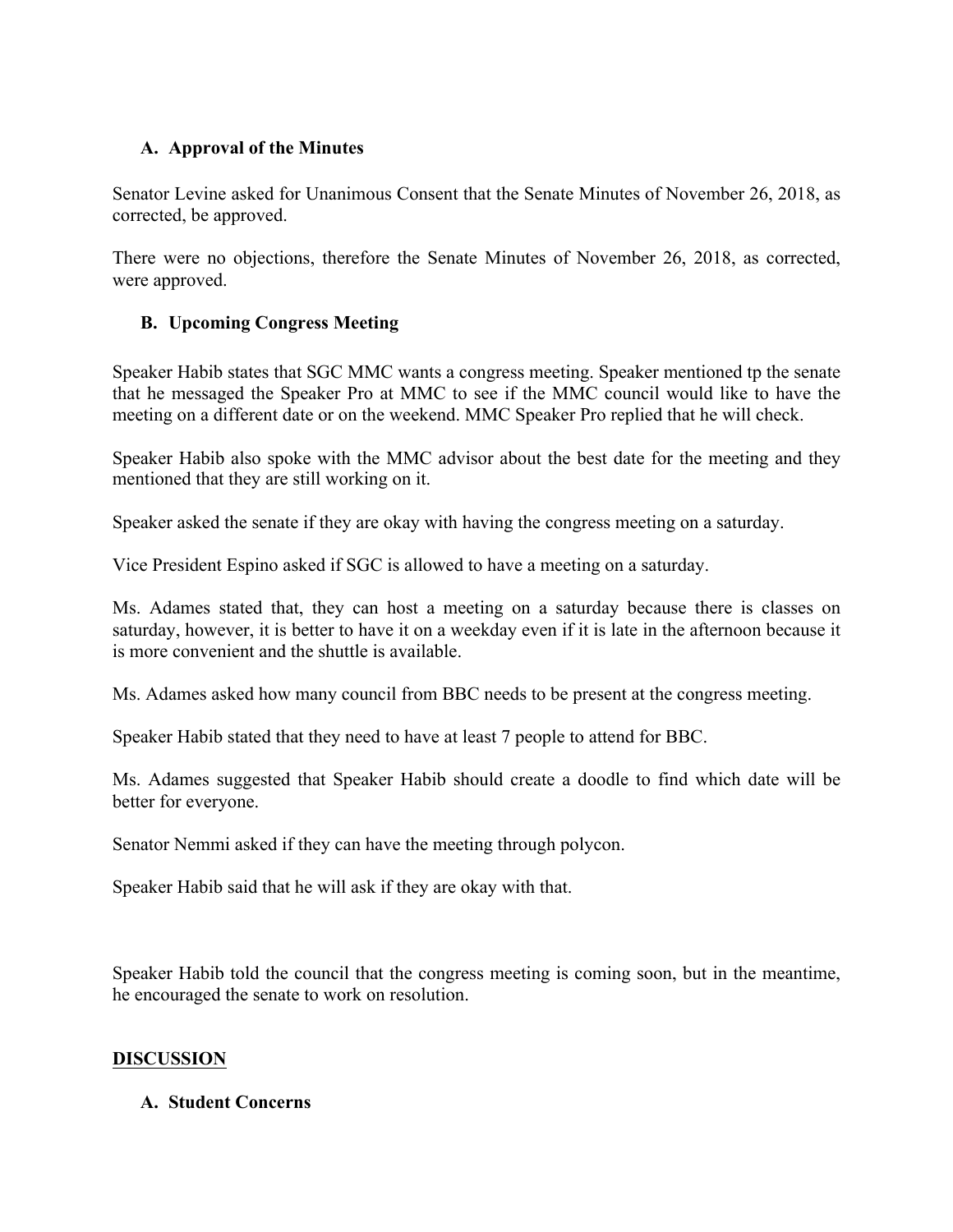### A. Approval of the Minutes

Senator Levine asked for Unanimous Consent that the Senate Minutes of November 26, 2018, as corrected, be approved.

There were no objections, therefore the Senate Minutes of November 26, 2018, as corrected, were approved.

### B. Upcoming Congress Meeting

Speaker Habib states that SGC MMC wants a congress meeting. Speaker mentioned tp the senate that he messaged the Speaker Pro at MMC to see if the MMC council would like to have the meeting on a different date or on the weekend. MMC Speaker Pro replied that he will check.

Speaker Habib also spoke with the MMC advisor about the best date for the meeting and they mentioned that they are still working on it.

Speaker asked the senate if they are okay with having the congress meeting on a saturday.

Vice President Espino asked if SGC is allowed to have a meeting on a saturday.

Ms. Adames stated that, they can host a meeting on a saturday because there is classes on saturday, however, it is better to have it on a weekday even if it is late in the afternoon because it is more convenient and the shuttle is available.

Ms. Adames asked how many council from BBC needs to be present at the congress meeting.

Speaker Habib stated that they need to have at least 7 people to attend for BBC.

Ms. Adames suggested that Speaker Habib should create a doodle to find which date will be better for everyone.

Senator Nemmi asked if they can have the meeting through polycon.

Speaker Habib said that he will ask if they are okay with that.

Speaker Habib told the council that the congress meeting is coming soon, but in the meantime, he encouraged the senate to work on resolution.

## DISCUSSION

### A. Student Concerns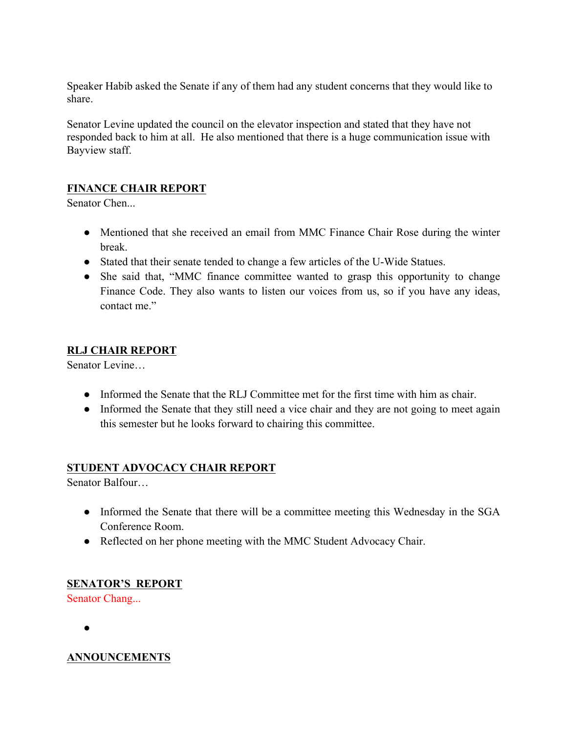Speaker Habib asked the Senate if any of them had any student concerns that they would like to share.

Senator Levine updated the council on the elevator inspection and stated that they have not responded back to him at all. He also mentioned that there is a huge communication issue with Bayview staff.

## FINANCE CHAIR REPORT

Senator Chen...

- Mentioned that she received an email from MMC Finance Chair Rose during the winter break.
- Stated that their senate tended to change a few articles of the U-Wide Statues.
- She said that, "MMC finance committee wanted to grasp this opportunity to change Finance Code. They also wants to listen our voices from us, so if you have any ideas, contact me."

## RLJ CHAIR REPORT

Senator Levine…

- Informed the Senate that the RLJ Committee met for the first time with him as chair.
- Informed the Senate that they still need a vice chair and they are not going to meet again this semester but he looks forward to chairing this committee.

## STUDENT ADVOCACY CHAIR REPORT

Senator Balfour…

- Informed the Senate that there will be a committee meeting this Wednesday in the SGA Conference Room.
- Reflected on her phone meeting with the MMC Student Advocacy Chair.

## SENATOR'S REPORT

Senator Chang...

- 

## ANNOUNCEMENTS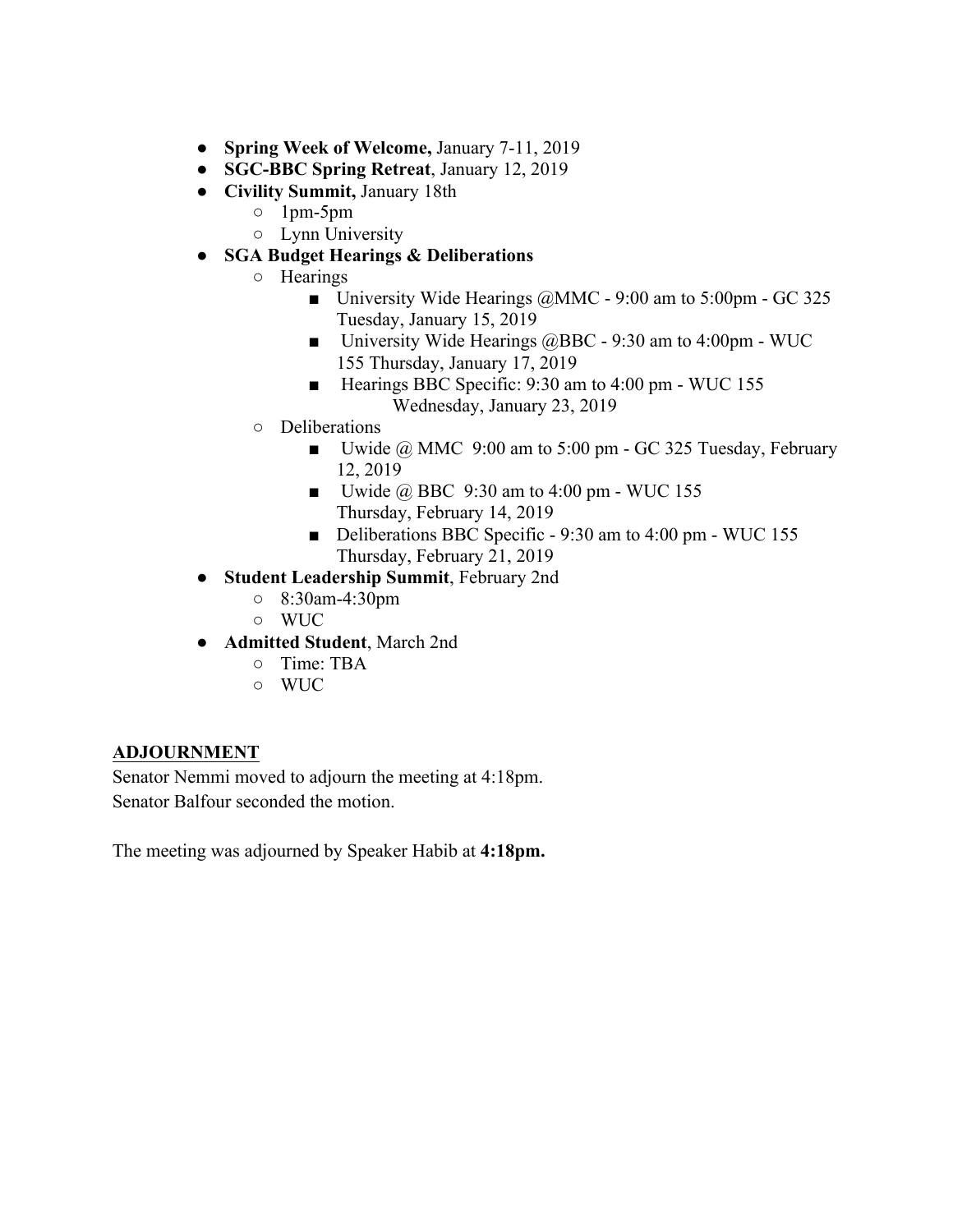- **Spring Week of Welcome,** January 7-11, 2019
- **SGC-BBC Spring Retreat**, January 12, 2019
- **Civility Summit,** January 18th
  - 1pm-5pm
  - Lynn University
- **SGA Budget Hearings & Deliberations**
  - Hearings
    - University Wide Hearings @MMC - 9:00 am to 5:00pm - GC 325 Tuesday, January 15, 2019
    - University Wide Hearings @BBC - 9:30 am to 4:00pm - WUC 155 Thursday, January 17, 2019
    - Hearings BBC Specific: 9:30 am to 4:00 pm - WUC 155 Wednesday, January 23, 2019
  - Deliberations
    - Uwide @ MMC 9:00 am to 5:00 pm - GC 325 Tuesday, February 12, 2019
    - Uwide @ BBC 9:30 am to 4:00 pm - WUC 155 Thursday, February 14, 2019
    - Deliberations BBC Specific - 9:30 am to 4:00 pm - WUC 155 Thursday, February 21, 2019
- **Student Leadership Summit**, February 2nd
  - 8:30am-4:30pm
  - WUC
- **Admitted Student**, March 2nd
  - Time: TBA
  - WUC

**ADJOURNMENT**

Senator Nemmi moved to adjourn the meeting at 4:18pm.
Senator Balfour seconded the motion.

The meeting was adjourned by Speaker Habib at **4:18pm.**